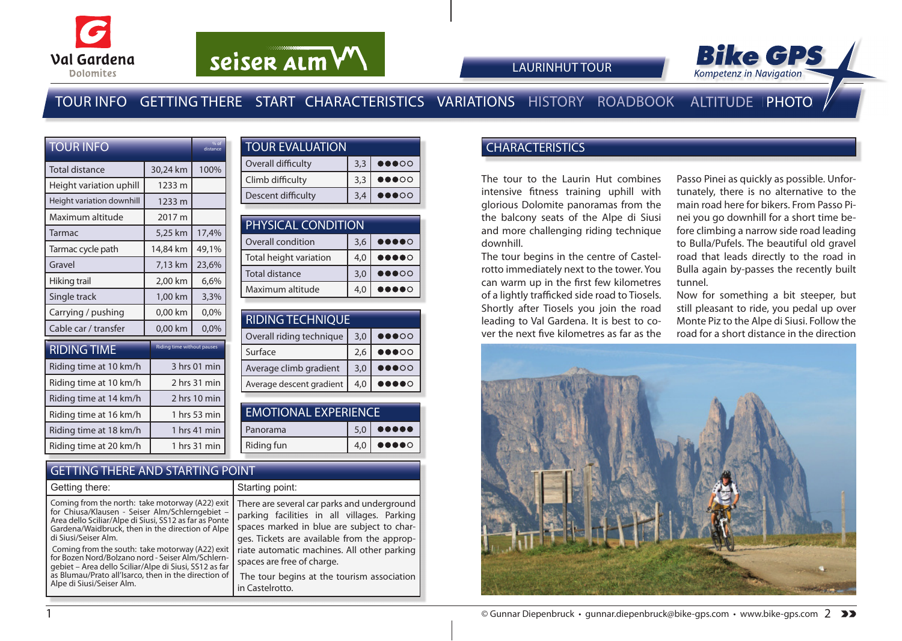Val Gardena Dolomites

seiser alm

# LAURINHUT TOUR

Bike GPS — Kompetenz in Navigation

TOUR INFO GETTING THERE START CHARACTERISTICS VARIATIONS HISTORY ROADBOOK ALTITUDE PHOTO

## TOUR INFO

| TOUR INFO | | % of distance |
|---|---|---|
| Total distance | 30,24 km | 100% |
| Height variation uphill | 1233 m | |
| Height variation downhill | 1233 m | |
| Maximum altitude | 2017 m | |
| Tarmac | 5,25 km | 17,4% |
| Tarmac cycle path | 14,84 km | 49,1% |
| Gravel | 7,13 km | 23,6% |
| Hiking trail | 2,00 km | 6,6% |
| Single track | 1,00 km | 3,3% |
| Carrying / pushing | 0,00 km | 0,0% |
| Cable car / transfer | 0,00 km | 0,0% |

## RIDING TIME

| RIDING TIME | Riding time without pauses |
|---|---|
| Riding time at 10 km/h | 3 hrs 01 min |
| Riding time at 10 km/h | 2 hrs 31 min |
| Riding time at 14 km/h | 2 hrs 10 min |
| Riding time at 16 km/h | 1 hrs 53 min |
| Riding time at 18 km/h | 1 hrs 41 min |
| Riding time at 20 km/h | 1 hrs 31 min |

## TOUR EVALUATION

| TOUR EVALUATION | | |
|---|---|---|
| Overall difficulty | 3,3 | ●●●○○ |
| Climb difficulty | 3,3 | ●●●○○ |
| Descent difficulty | 3,4 | ●●●○○ |

## PHYSICAL CONDITION

| PHYSICAL CONDITION | | |
|---|---|---|
| Overall condition | 3,6 | ●●●●○ |
| Total height variation | 4,0 | ●●●●○ |
| Total distance | 3,0 | ●●●○○ |
| Maximum altitude | 4,0 | ●●●●○ |

## RIDING TECHNIQUE

| RIDING TECHNIQUE | | |
|---|---|---|
| Overall riding technique | 3,0 | ●●●○○ |
| Surface | 2,6 | ●●●○○ |
| Average climb gradient | 3,0 | ●●●○○ |
| Average descent gradient | 4,0 | ●●●●○ |

## EMOTIONAL EXPERIENCE

| EMOTIONAL EXPERIENCE | | |
|---|---|---|
| Panorama | 5,0 | ●●●●● |
| Riding fun | 4,0 | ●●●●○ |

## GETTING THERE AND STARTING POINT

**Getting there:**

Coming from the north: take motorway (A22) exit for Chiusa/Klausen - Seiser Alm/Schlerngebiet – Area dello Sciliar/Alpe di Siusi, SS12 as far as Ponte Gardena/Waidbruck, then in the direction of Alpe di Siusi/Seiser Alm.

Coming from the south: take motorway (A22) exit for Bozen Nord/Bolzano nord - Seiser Alm/Schlerngebiet – Area dello Sciliar/Alpe di Siusi, SS12 as far as Blumau/Prato all'Isarco, then in the direction of Alpe di Siusi/Seiser Alm.

**Starting point:**

There are several car parks and underground parking facilities in all villages. Parking spaces marked in blue are subject to charges. Tickets are available from the appropriate automatic machines. All other parking spaces are free of charge.

The tour begins at the tourism association in Castelrotto.

## CHARACTERISTICS

The tour to the Laurin Hut combines intensive fitness training uphill with glorious Dolomite panoramas from the the balcony seats of the Alpe di Siusi and more challenging riding technique downhill.

The tour begins in the centre of Castelrotto immediately next to the tower. You can warm up in the first few kilometres of a lightly trafficked side road to Tiosels. Shortly after Tiosels you join the road leading to Val Gardena. It is best to cover the next five kilometres as far as the Passo Pinei as quickly as possible. Unfortunately, there is no alternative to the main road here for bikers. From Passo Pinei you go downhill for a short time before climbing a narrow side road leading to Bulla/Pufels. The beautiful old gravel road that leads directly to the road in Bulla again by-passes the recently built tunnel.

Now for something a bit steeper, but still pleasant to ride, you pedal up over Monte Piz to the Alpe di Siusi. Follow the road for a short distance in the direction

© Gunnar Diepenbruck • gunnar.diepenbruck@bike-gps.com • www.bike-gps.com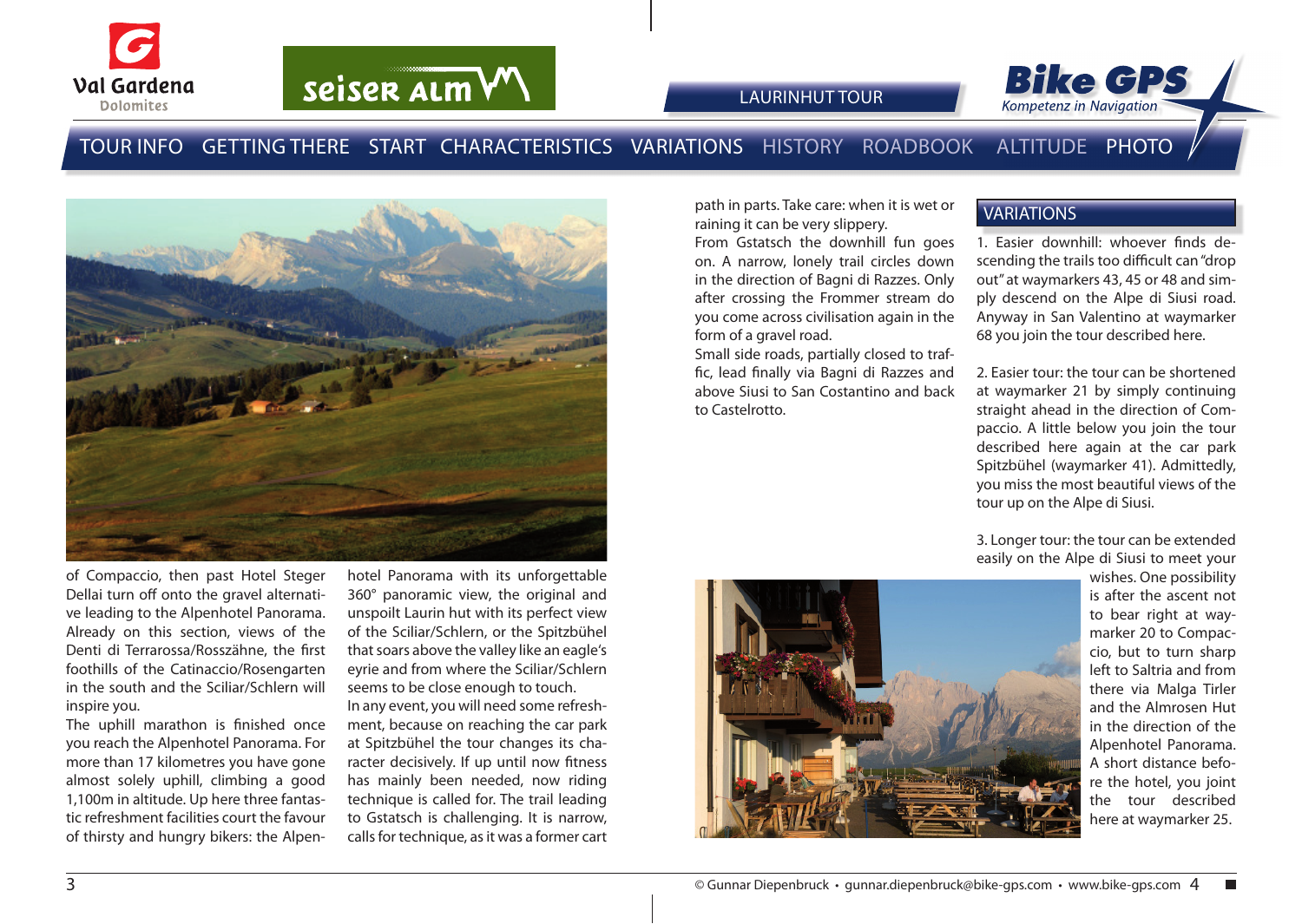of Compaccio, then past Hotel Steger Dellai turn off onto the gravel alternative leading to the Alpenhotel Panorama. Already on this section, views of the Denti di Terrarossa/Rosszähne, the first foothills of the Catinaccio/Rosengarten in the south and the Sciliar/Schlern will inspire you.

The uphill marathon is finished once you reach the Alpenhotel Panorama. For more than 17 kilometres you have gone almost solely uphill, climbing a good 1,100m in altitude. Up here three fantastic refreshment facilities court the favour of thirsty and hungry bikers: the Alpenhotel Panorama with its unforgettable 360° panoramic view, the original and unspoilt Laurin hut with its perfect view of the Sciliar/Schlern, or the Spitzbühel that soars above the valley like an eagle's eyrie and from where the Sciliar/Schlern seems to be close enough to touch.

In any event, you will need some refreshment, because on reaching the car park at Spitzbühel the tour changes its character decisively. If up until now fitness has mainly been needed, now riding technique is called for. The trail leading to Gstatsch is challenging. It is narrow, calls for technique, as it was a former cart path in parts. Take care: when it is wet or raining it can be very slippery.

From Gstatsch the downhill fun goes on. A narrow, lonely trail circles down in the direction of Bagni di Razzes. Only after crossing the Frommer stream do you come across civilisation again in the form of a gravel road.

Small side roads, partially closed to traffic, lead finally via Bagni di Razzes and above Siusi to San Costantino and back to Castelrotto.

## VARIATIONS

1. Easier downhill: whoever finds descending the trails too difficult can "drop out" at waymarkers 43, 45 or 48 and simply descend on the Alpe di Siusi road. Anyway in San Valentino at waymarker 68 you join the tour described here.

2. Easier tour: the tour can be shortened at waymarker 21 by simply continuing straight ahead in the direction of Compaccio. A little below you join the tour described here again at the car park Spitzbühel (waymarker 41). Admittedly, you miss the most beautiful views of the tour up on the Alpe di Siusi.

3. Longer tour: the tour can be extended easily on the Alpe di Siusi to meet your wishes. One possibility is after the ascent not to bear right at waymarker 20 to Compaccio, but to turn sharp left to Saltria and from there via Malga Tirler and the Almrosen Hut in the direction of the Alpenhotel Panorama. A short distance before the hotel, you joint the tour described here at waymarker 25.

© Gunnar Diepenbruck • gunnar.diepenbruck@bike-gps.com • www.bike-gps.com